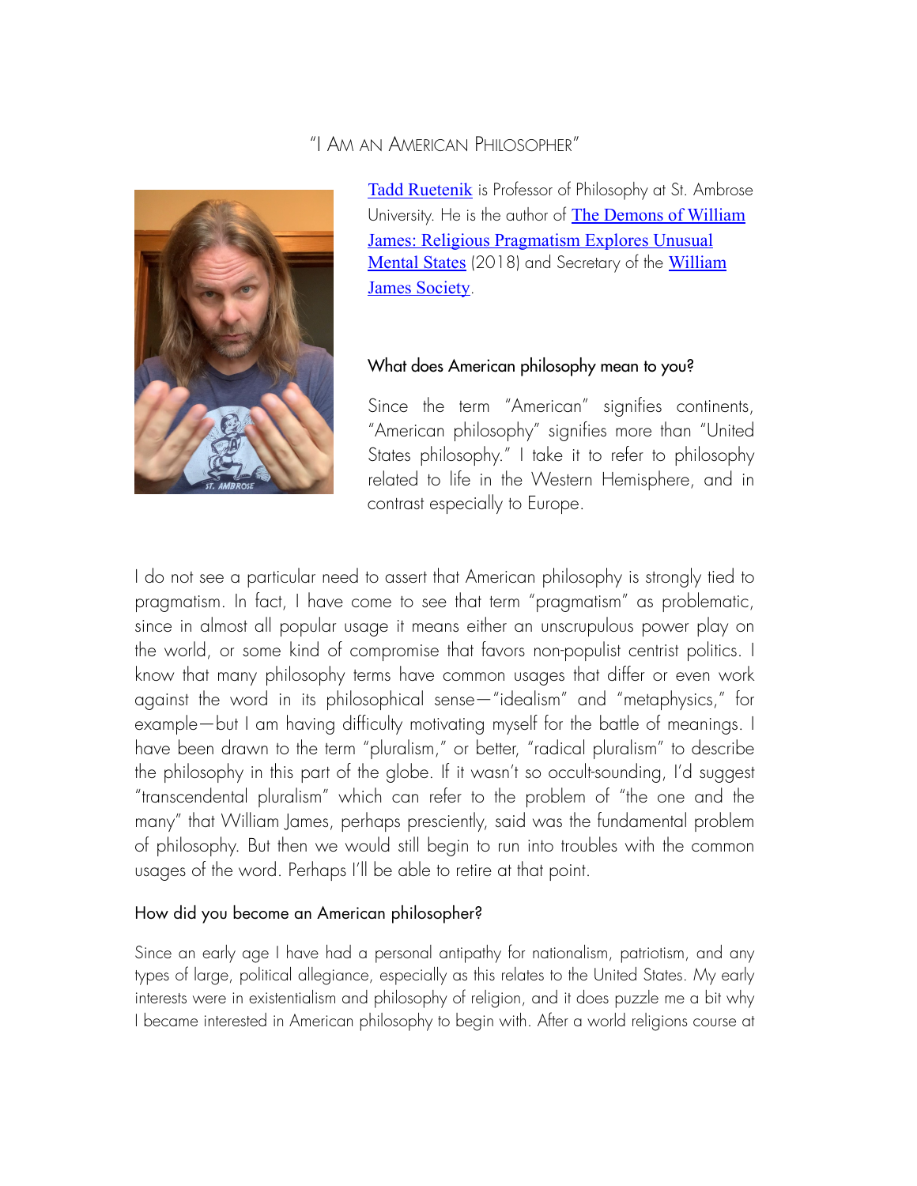# "I Am an American Philosopher"

[Tadd Ruetenik](#) is Professor of Philosophy at St. Ambrose University. He is the author of [The Demons of William James: Religious Pragmatism Explores Unusual Mental States](#) (2018) and Secretary of the [William James Society](#).

## What does American philosophy mean to you?

Since the term "American" signifies continents, "American philosophy" signifies more than "United States philosophy." I take it to refer to philosophy related to life in the Western Hemisphere, and in contrast especially to Europe.

I do not see a particular need to assert that American philosophy is strongly tied to pragmatism. In fact, I have come to see that term "pragmatism" as problematic, since in almost all popular usage it means either an unscrupulous power play on the world, or some kind of compromise that favors non-populist centrist politics. I know that many philosophy terms have common usages that differ or even work against the word in its philosophical sense—"idealism" and "metaphysics," for example—but I am having difficulty motivating myself for the battle of meanings. I have been drawn to the term "pluralism," or better, "radical pluralism" to describe the philosophy in this part of the globe. If it wasn't so occult-sounding, I'd suggest "transcendental pluralism" which can refer to the problem of "the one and the many" that William James, perhaps presciently, said was the fundamental problem of philosophy. But then we would still begin to run into troubles with the common usages of the word. Perhaps I'll be able to retire at that point.

## How did you become an American philosopher?

Since an early age I have had a personal antipathy for nationalism, patriotism, and any types of large, political allegiance, especially as this relates to the United States. My early interests were in existentialism and philosophy of religion, and it does puzzle me a bit why I became interested in American philosophy to begin with. After a world religions course at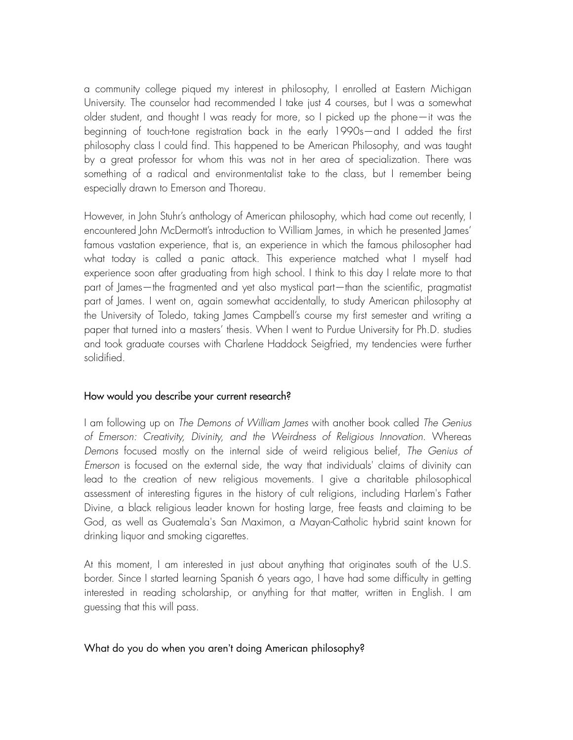a community college piqued my interest in philosophy, I enrolled at Eastern Michigan University. The counselor had recommended I take just 4 courses, but I was a somewhat older student, and thought I was ready for more, so I picked up the phone—it was the beginning of touch-tone registration back in the early 1990s—and I added the first philosophy class I could find. This happened to be American Philosophy, and was taught by a great professor for whom this was not in her area of specialization. There was something of a radical and environmentalist take to the class, but I remember being especially drawn to Emerson and Thoreau.

However, in John Stuhr's anthology of American philosophy, which had come out recently, I encountered John McDermott's introduction to William James, in which he presented James' famous vastation experience, that is, an experience in which the famous philosopher had what today is called a panic attack. This experience matched what I myself had experience soon after graduating from high school. I think to this day I relate more to that part of James—the fragmented and yet also mystical part—than the scientific, pragmatist part of James. I went on, again somewhat accidentally, to study American philosophy at the University of Toledo, taking James Campbell's course my first semester and writing a paper that turned into a masters' thesis. When I went to Purdue University for Ph.D. studies and took graduate courses with Charlene Haddock Seigfried, my tendencies were further solidified.

## How would you describe your current research?

I am following up on *The Demons of William James* with another book called *The Genius of Emerson: Creativity, Divinity, and the Weirdness of Religious Innovation*. Whereas *Demons* focused mostly on the internal side of weird religious belief, *The Genius of Emerson* is focused on the external side, the way that individuals' claims of divinity can lead to the creation of new religious movements. I give a charitable philosophical assessment of interesting figures in the history of cult religions, including Harlem's Father Divine, a black religious leader known for hosting large, free feasts and claiming to be God, as well as Guatemala's San Maximon, a Mayan-Catholic hybrid saint known for drinking liquor and smoking cigarettes.

At this moment, I am interested in just about anything that originates south of the U.S. border. Since I started learning Spanish 6 years ago, I have had some difficulty in getting interested in reading scholarship, or anything for that matter, written in English. I am guessing that this will pass.

## What do you do when you aren't doing American philosophy?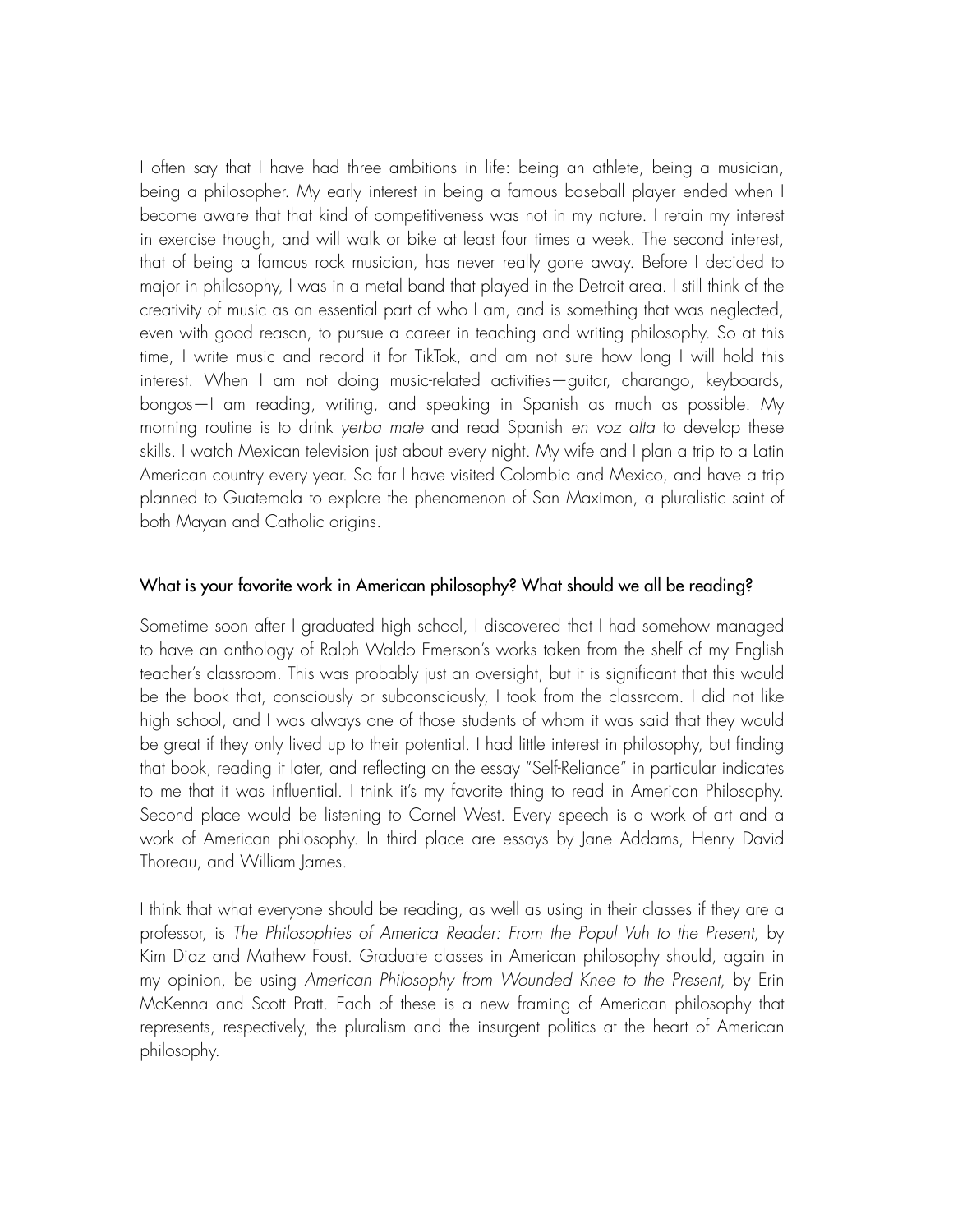I often say that I have had three ambitions in life: being an athlete, being a musician, being a philosopher. My early interest in being a famous baseball player ended when I become aware that that kind of competitiveness was not in my nature. I retain my interest in exercise though, and will walk or bike at least four times a week. The second interest, that of being a famous rock musician, has never really gone away. Before I decided to major in philosophy, I was in a metal band that played in the Detroit area. I still think of the creativity of music as an essential part of who I am, and is something that was neglected, even with good reason, to pursue a career in teaching and writing philosophy. So at this time, I write music and record it for TikTok, and am not sure how long I will hold this interest. When I am not doing music-related activities—guitar, charango, keyboards, bongos—I am reading, writing, and speaking in Spanish as much as possible. My morning routine is to drink *yerba mate* and read Spanish *en voz alta* to develop these skills. I watch Mexican television just about every night. My wife and I plan a trip to a Latin American country every year. So far I have visited Colombia and Mexico, and have a trip planned to Guatemala to explore the phenomenon of San Maximon, a pluralistic saint of both Mayan and Catholic origins.

## What is your favorite work in American philosophy? What should we all be reading?

Sometime soon after I graduated high school, I discovered that I had somehow managed to have an anthology of Ralph Waldo Emerson's works taken from the shelf of my English teacher's classroom. This was probably just an oversight, but it is significant that this would be the book that, consciously or subconsciously, I took from the classroom. I did not like high school, and I was always one of those students of whom it was said that they would be great if they only lived up to their potential. I had little interest in philosophy, but finding that book, reading it later, and reflecting on the essay "Self-Reliance" in particular indicates to me that it was influential. I think it's my favorite thing to read in American Philosophy. Second place would be listening to Cornel West. Every speech is a work of art and a work of American philosophy. In third place are essays by Jane Addams, Henry David Thoreau, and William James.

I think that what everyone should be reading, as well as using in their classes if they are a professor, is *The Philosophies of America Reader: From the Popul Vuh to the Present*, by Kim Diaz and Mathew Foust. Graduate classes in American philosophy should, again in my opinion, be using *American Philosophy from Wounded Knee to the Present*, by Erin McKenna and Scott Pratt. Each of these is a new framing of American philosophy that represents, respectively, the pluralism and the insurgent politics at the heart of American philosophy.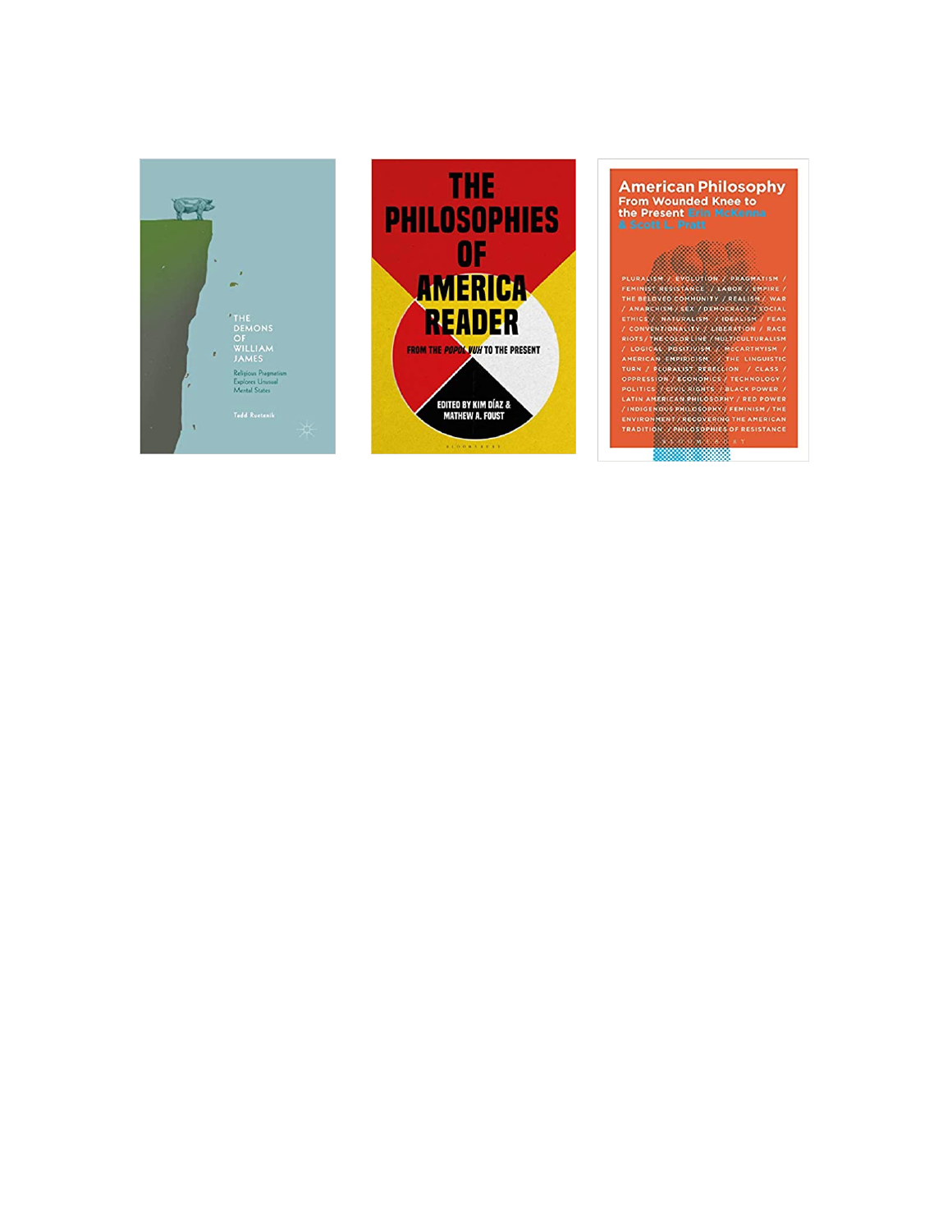THE DEMONS OF WILLIAM JAMES

Religious Pragmatism Explores Unusual Mental States

Todd Rustenik

THE PHILOSOPHIES OF AMERICA READER

FROM THE *POPOL VUH* TO THE PRESENT

EDITED BY KIM DÍAZ & MATHEW A. FOUST

BLOOMSBURY

American Philosophy From Wounded Knee to the Present Erin McKenna & Scott L. Pratt

PLURALISM / EVOLUTION / PRAGMATISM / FEMINIST RESISTANCE / LABOR / EMPIRE / THE BELOVED COMMUNITY / REALISM / WAR / ANARCHISM / SEX / DEMOCRACY / SOCIAL ETHICS / NATURALISM / IDEALISM / FEAR / CONVENTIONALITY / LIBERATION / RACE RIOTS / THE COLOR LINE / MULTICULTURALISM / LOGICAL POSITIVISM / McCARTHYISM / AMERICAN EMPIRICISM / THE LINGUISTIC TURN / PLURALIST REBELLION / CLASS / OPPRESSION / ECONOMICS / TECHNOLOGY / POLITICS / CIVIL RIGHTS / BLACK POWER / LATIN AMERICAN PHILOSOPHY / RED POWER / INDIGENOUS PHILOSOPHY / FEMINISM / THE ENVIRONMENT / RECOVERING THE AMERICAN TRADITION / PHILOSOPHIES OF RESISTANCE

BLOOMSBURY